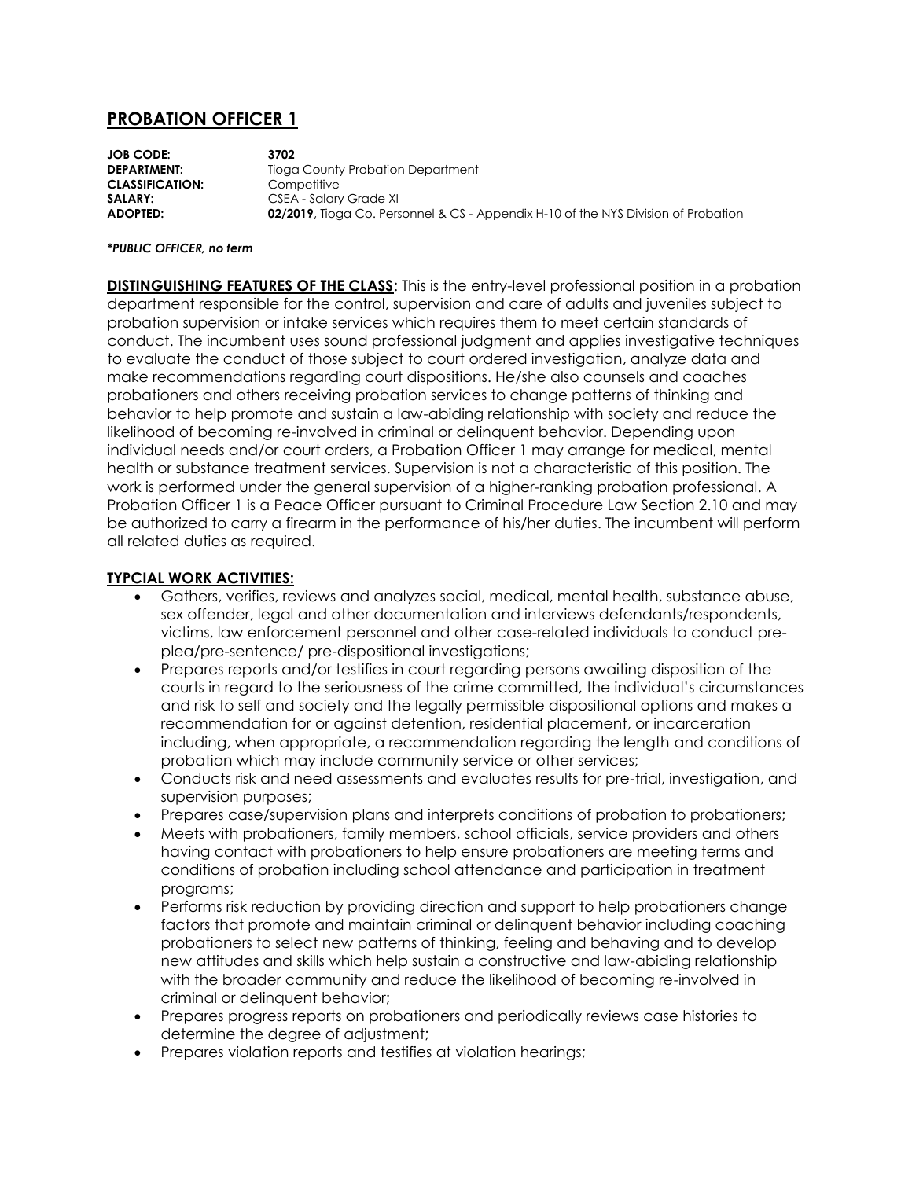# PROBATION OFFICER 1

**JOB CODE:** **3702**
**DEPARTMENT:** Tioga County Probation Department
**CLASSIFICATION:** Competitive
**SALARY:** CSEA - Salary Grade XI
**ADOPTED:** **02/2019**, Tioga Co. Personnel & CS - Appendix H-10 of the NYS Division of Probation

***PUBLIC OFFICER, no term***

**DISTINGUISHING FEATURES OF THE CLASS**: This is the entry-level professional position in a probation department responsible for the control, supervision and care of adults and juveniles subject to probation supervision or intake services which requires them to meet certain standards of conduct. The incumbent uses sound professional judgment and applies investigative techniques to evaluate the conduct of those subject to court ordered investigation, analyze data and make recommendations regarding court dispositions. He/she also counsels and coaches probationers and others receiving probation services to change patterns of thinking and behavior to help promote and sustain a law-abiding relationship with society and reduce the likelihood of becoming re-involved in criminal or delinquent behavior. Depending upon individual needs and/or court orders, a Probation Officer 1 may arrange for medical, mental health or substance treatment services. Supervision is not a characteristic of this position. The work is performed under the general supervision of a higher-ranking probation professional. A Probation Officer 1 is a Peace Officer pursuant to Criminal Procedure Law Section 2.10 and may be authorized to carry a firearm in the performance of his/her duties. The incumbent will perform all related duties as required.

**TYPCIAL WORK ACTIVITIES:**

- Gathers, verifies, reviews and analyzes social, medical, mental health, substance abuse, sex offender, legal and other documentation and interviews defendants/respondents, victims, law enforcement personnel and other case-related individuals to conduct pre-plea/pre-sentence/ pre-dispositional investigations;
- Prepares reports and/or testifies in court regarding persons awaiting disposition of the courts in regard to the seriousness of the crime committed, the individual's circumstances and risk to self and society and the legally permissible dispositional options and makes a recommendation for or against detention, residential placement, or incarceration including, when appropriate, a recommendation regarding the length and conditions of probation which may include community service or other services;
- Conducts risk and need assessments and evaluates results for pre-trial, investigation, and supervision purposes;
- Prepares case/supervision plans and interprets conditions of probation to probationers;
- Meets with probationers, family members, school officials, service providers and others having contact with probationers to help ensure probationers are meeting terms and conditions of probation including school attendance and participation in treatment programs;
- Performs risk reduction by providing direction and support to help probationers change factors that promote and maintain criminal or delinquent behavior including coaching probationers to select new patterns of thinking, feeling and behaving and to develop new attitudes and skills which help sustain a constructive and law-abiding relationship with the broader community and reduce the likelihood of becoming re-involved in criminal or delinquent behavior;
- Prepares progress reports on probationers and periodically reviews case histories to determine the degree of adjustment;
- Prepares violation reports and testifies at violation hearings;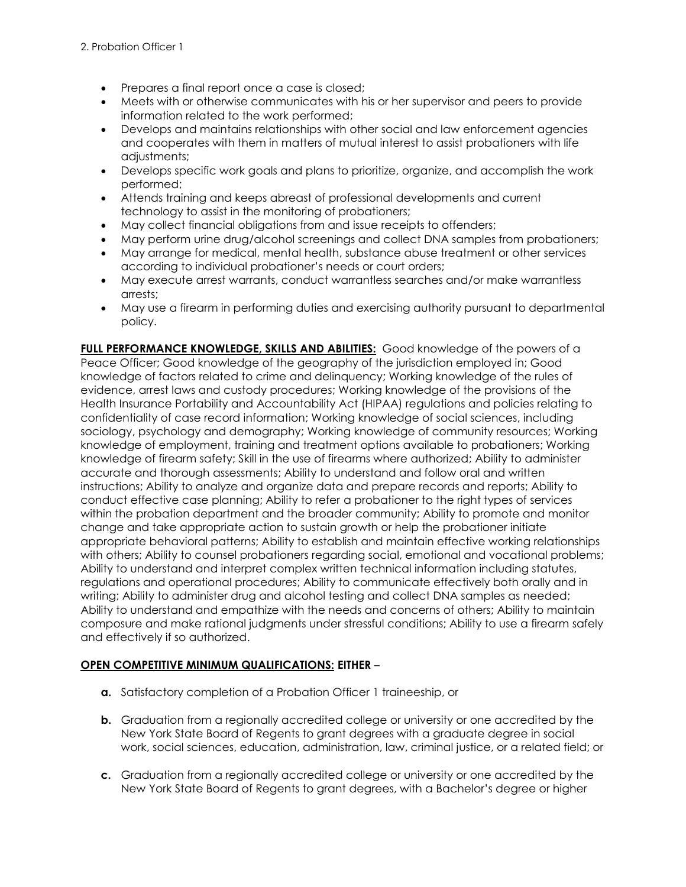- Prepares a final report once a case is closed;
- Meets with or otherwise communicates with his or her supervisor and peers to provide information related to the work performed;
- Develops and maintains relationships with other social and law enforcement agencies and cooperates with them in matters of mutual interest to assist probationers with life adjustments;
- Develops specific work goals and plans to prioritize, organize, and accomplish the work performed;
- Attends training and keeps abreast of professional developments and current technology to assist in the monitoring of probationers;
- May collect financial obligations from and issue receipts to offenders;
- May perform urine drug/alcohol screenings and collect DNA samples from probationers;
- May arrange for medical, mental health, substance abuse treatment or other services according to individual probationer's needs or court orders;
- May execute arrest warrants, conduct warrantless searches and/or make warrantless arrests;
- May use a firearm in performing duties and exercising authority pursuant to departmental policy.

**FULL PERFORMANCE KNOWLEDGE, SKILLS AND ABILITIES:** Good knowledge of the powers of a Peace Officer; Good knowledge of the geography of the jurisdiction employed in; Good knowledge of factors related to crime and delinquency; Working knowledge of the rules of evidence, arrest laws and custody procedures; Working knowledge of the provisions of the Health Insurance Portability and Accountability Act (HIPAA) regulations and policies relating to confidentiality of case record information; Working knowledge of social sciences, including sociology, psychology and demography; Working knowledge of community resources; Working knowledge of employment, training and treatment options available to probationers; Working knowledge of firearm safety; Skill in the use of firearms where authorized; Ability to administer accurate and thorough assessments; Ability to understand and follow oral and written instructions; Ability to analyze and organize data and prepare records and reports; Ability to conduct effective case planning; Ability to refer a probationer to the right types of services within the probation department and the broader community; Ability to promote and monitor change and take appropriate action to sustain growth or help the probationer initiate appropriate behavioral patterns; Ability to establish and maintain effective working relationships with others; Ability to counsel probationers regarding social, emotional and vocational problems; Ability to understand and interpret complex written technical information including statutes, regulations and operational procedures; Ability to communicate effectively both orally and in writing; Ability to administer drug and alcohol testing and collect DNA samples as needed; Ability to understand and empathize with the needs and concerns of others; Ability to maintain composure and make rational judgments under stressful conditions; Ability to use a firearm safely and effectively if so authorized.

**OPEN COMPETITIVE MINIMUM QUALIFICATIONS: EITHER** –

**a.** Satisfactory completion of a Probation Officer 1 traineeship, or

**b.** Graduation from a regionally accredited college or university or one accredited by the New York State Board of Regents to grant degrees with a graduate degree in social work, social sciences, education, administration, law, criminal justice, or a related field; or

**c.** Graduation from a regionally accredited college or university or one accredited by the New York State Board of Regents to grant degrees, with a Bachelor's degree or higher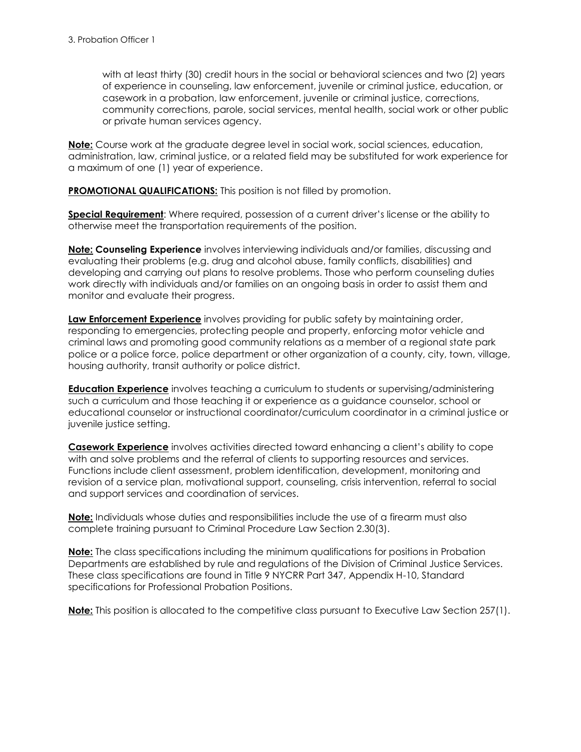with at least thirty (30) credit hours in the social or behavioral sciences and two (2) years of experience in counseling, law enforcement, juvenile or criminal justice, education, or casework in a probation, law enforcement, juvenile or criminal justice, corrections, community corrections, parole, social services, mental health, social work or other public or private human services agency.

**Note:** Course work at the graduate degree level in social work, social sciences, education, administration, law, criminal justice, or a related field may be substituted for work experience for a maximum of one (1) year of experience.

**PROMOTIONAL QUALIFICATIONS:** This position is not filled by promotion.

**Special Requirement**: Where required, possession of a current driver's license or the ability to otherwise meet the transportation requirements of the position.

**Note: Counseling Experience** involves interviewing individuals and/or families, discussing and evaluating their problems (e.g. drug and alcohol abuse, family conflicts, disabilities) and developing and carrying out plans to resolve problems. Those who perform counseling duties work directly with individuals and/or families on an ongoing basis in order to assist them and monitor and evaluate their progress.

**Law Enforcement Experience** involves providing for public safety by maintaining order, responding to emergencies, protecting people and property, enforcing motor vehicle and criminal laws and promoting good community relations as a member of a regional state park police or a police force, police department or other organization of a county, city, town, village, housing authority, transit authority or police district.

**Education Experience** involves teaching a curriculum to students or supervising/administering such a curriculum and those teaching it or experience as a guidance counselor, school or educational counselor or instructional coordinator/curriculum coordinator in a criminal justice or juvenile justice setting.

**Casework Experience** involves activities directed toward enhancing a client's ability to cope with and solve problems and the referral of clients to supporting resources and services. Functions include client assessment, problem identification, development, monitoring and revision of a service plan, motivational support, counseling, crisis intervention, referral to social and support services and coordination of services.

**Note:** Individuals whose duties and responsibilities include the use of a firearm must also complete training pursuant to Criminal Procedure Law Section 2.30(3).

**Note:** The class specifications including the minimum qualifications for positions in Probation Departments are established by rule and regulations of the Division of Criminal Justice Services. These class specifications are found in Title 9 NYCRR Part 347, Appendix H-10, Standard specifications for Professional Probation Positions.

**Note:** This position is allocated to the competitive class pursuant to Executive Law Section 257(1).